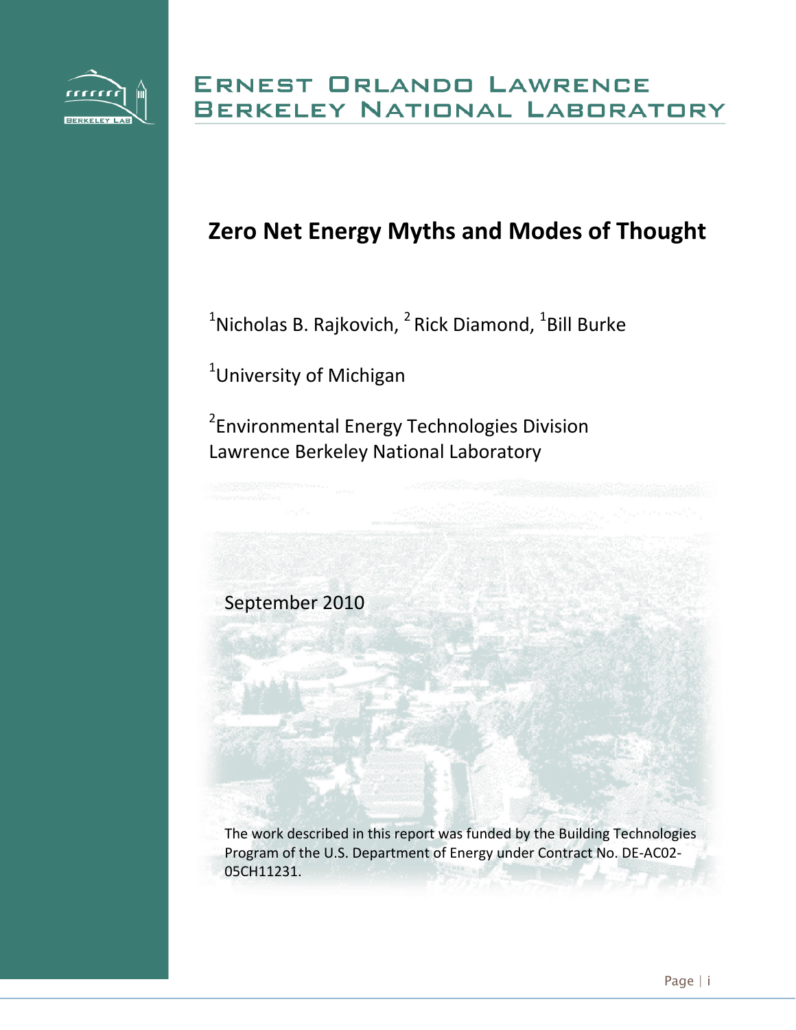ERNEST ORLANDO LAWRENCE
BERKELEY NATIONAL LABORATORY

# Zero Net Energy Myths and Modes of Thought

[1]Nicholas B. Rajkovich, [2] Rick Diamond, [1]Bill Burke

[1]University of Michigan

[2]Environmental Energy Technologies Division
Lawrence Berkeley National Laboratory

September 2010

The work described in this report was funded by the Building Technologies Program of the U.S. Department of Energy under Contract No. DE-AC02-05CH11231.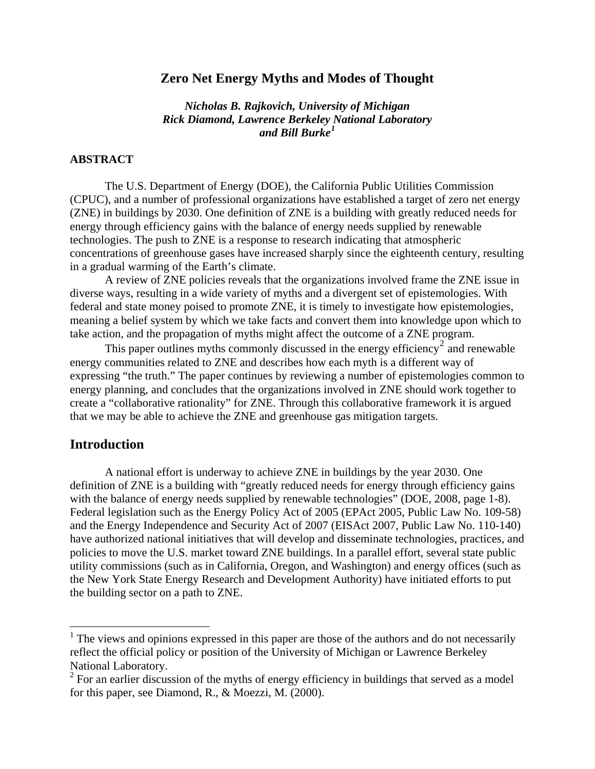# Zero Net Energy Myths and Modes of Thought

***Nicholas B. Rajkovich, University of Michigan***
***Rick Diamond, Lawrence Berkeley National Laboratory***
***and Bill Burke[1]***

## ABSTRACT

The U.S. Department of Energy (DOE), the California Public Utilities Commission (CPUC), and a number of professional organizations have established a target of zero net energy (ZNE) in buildings by 2030. One definition of ZNE is a building with greatly reduced needs for energy through efficiency gains with the balance of energy needs supplied by renewable technologies. The push to ZNE is a response to research indicating that atmospheric concentrations of greenhouse gases have increased sharply since the eighteenth century, resulting in a gradual warming of the Earth's climate.

A review of ZNE policies reveals that the organizations involved frame the ZNE issue in diverse ways, resulting in a wide variety of myths and a divergent set of epistemologies. With federal and state money poised to promote ZNE, it is timely to investigate how epistemologies, meaning a belief system by which we take facts and convert them into knowledge upon which to take action, and the propagation of myths might affect the outcome of a ZNE program.

This paper outlines myths commonly discussed in the energy efficiency[2] and renewable energy communities related to ZNE and describes how each myth is a different way of expressing "the truth." The paper continues by reviewing a number of epistemologies common to energy planning, and concludes that the organizations involved in ZNE should work together to create a "collaborative rationality" for ZNE. Through this collaborative framework it is argued that we may be able to achieve the ZNE and greenhouse gas mitigation targets.

## Introduction

A national effort is underway to achieve ZNE in buildings by the year 2030. One definition of ZNE is a building with "greatly reduced needs for energy through efficiency gains with the balance of energy needs supplied by renewable technologies" (DOE, 2008, page 1-8). Federal legislation such as the Energy Policy Act of 2005 (EPAct 2005, Public Law No. 109-58) and the Energy Independence and Security Act of 2007 (EISAct 2007, Public Law No. 110-140) have authorized national initiatives that will develop and disseminate technologies, practices, and policies to move the U.S. market toward ZNE buildings. In a parallel effort, several state public utility commissions (such as in California, Oregon, and Washington) and energy offices (such as the New York State Energy Research and Development Authority) have initiated efforts to put the building sector on a path to ZNE.

---

[1] The views and opinions expressed in this paper are those of the authors and do not necessarily reflect the official policy or position of the University of Michigan or Lawrence Berkeley National Laboratory.

[2] For an earlier discussion of the myths of energy efficiency in buildings that served as a model for this paper, see Diamond, R., & Moezzi, M. (2000).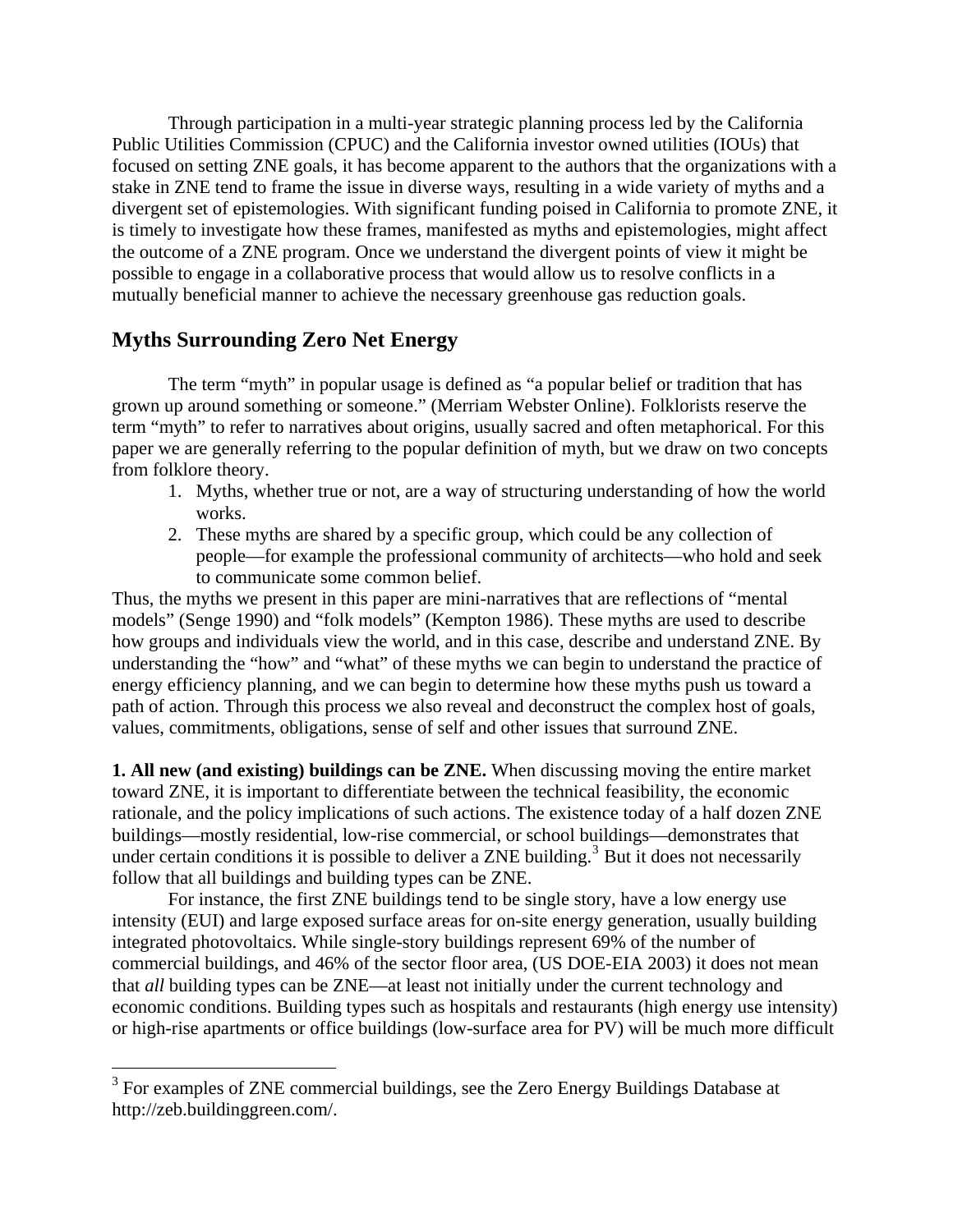Through participation in a multi-year strategic planning process led by the California Public Utilities Commission (CPUC) and the California investor owned utilities (IOUs) that focused on setting ZNE goals, it has become apparent to the authors that the organizations with a stake in ZNE tend to frame the issue in diverse ways, resulting in a wide variety of myths and a divergent set of epistemologies. With significant funding poised in California to promote ZNE, it is timely to investigate how these frames, manifested as myths and epistemologies, might affect the outcome of a ZNE program. Once we understand the divergent points of view it might be possible to engage in a collaborative process that would allow us to resolve conflicts in a mutually beneficial manner to achieve the necessary greenhouse gas reduction goals.

## Myths Surrounding Zero Net Energy

The term "myth" in popular usage is defined as "a popular belief or tradition that has grown up around something or someone." (Merriam Webster Online). Folklorists reserve the term "myth" to refer to narratives about origins, usually sacred and often metaphorical. For this paper we are generally referring to the popular definition of myth, but we draw on two concepts from folklore theory.

1. Myths, whether true or not, are a way of structuring understanding of how the world works.
2. These myths are shared by a specific group, which could be any collection of people—for example the professional community of architects—who hold and seek to communicate some common belief.

Thus, the myths we present in this paper are mini-narratives that are reflections of "mental models" (Senge 1990) and "folk models" (Kempton 1986). These myths are used to describe how groups and individuals view the world, and in this case, describe and understand ZNE. By understanding the "how" and "what" of these myths we can begin to understand the practice of energy efficiency planning, and we can begin to determine how these myths push us toward a path of action. Through this process we also reveal and deconstruct the complex host of goals, values, commitments, obligations, sense of self and other issues that surround ZNE.

**1. All new (and existing) buildings can be ZNE.** When discussing moving the entire market toward ZNE, it is important to differentiate between the technical feasibility, the economic rationale, and the policy implications of such actions. The existence today of a half dozen ZNE buildings—mostly residential, low-rise commercial, or school buildings—demonstrates that under certain conditions it is possible to deliver a ZNE building.[3] But it does not necessarily follow that all buildings and building types can be ZNE.

For instance, the first ZNE buildings tend to be single story, have a low energy use intensity (EUI) and large exposed surface areas for on-site energy generation, usually building integrated photovoltaics. While single-story buildings represent 69% of the number of commercial buildings, and 46% of the sector floor area, (US DOE-EIA 2003) it does not mean that *all* building types can be ZNE—at least not initially under the current technology and economic conditions. Building types such as hospitals and restaurants (high energy use intensity) or high-rise apartments or office buildings (low-surface area for PV) will be much more difficult

[3] For examples of ZNE commercial buildings, see the Zero Energy Buildings Database at http://zeb.buildinggreen.com/.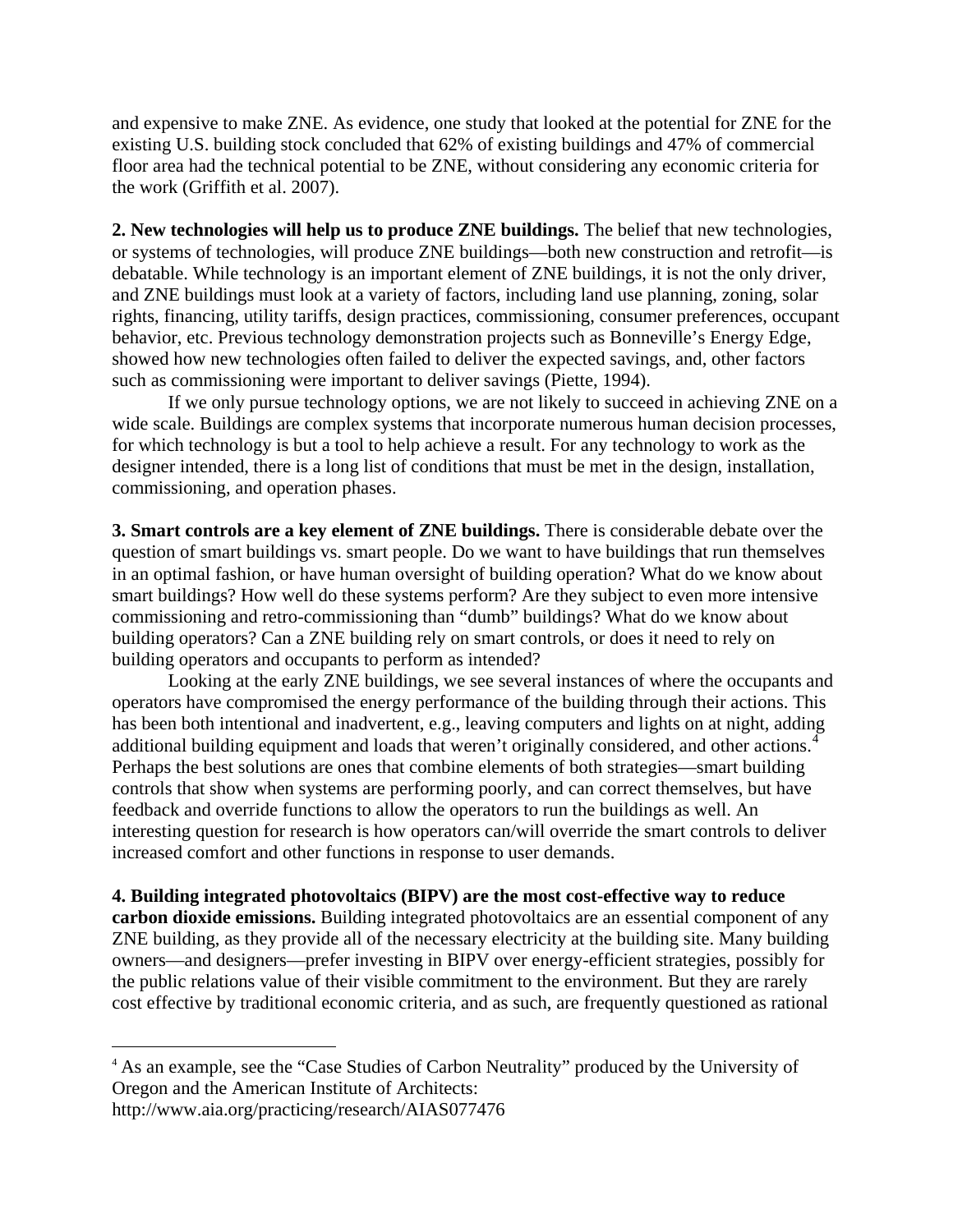and expensive to make ZNE. As evidence, one study that looked at the potential for ZNE for the existing U.S. building stock concluded that 62% of existing buildings and 47% of commercial floor area had the technical potential to be ZNE, without considering any economic criteria for the work (Griffith et al. 2007).

**2. New technologies will help us to produce ZNE buildings.** The belief that new technologies, or systems of technologies, will produce ZNE buildings—both new construction and retrofit—is debatable. While technology is an important element of ZNE buildings, it is not the only driver, and ZNE buildings must look at a variety of factors, including land use planning, zoning, solar rights, financing, utility tariffs, design practices, commissioning, consumer preferences, occupant behavior, etc. Previous technology demonstration projects such as Bonneville's Energy Edge, showed how new technologies often failed to deliver the expected savings, and, other factors such as commissioning were important to deliver savings (Piette, 1994).

If we only pursue technology options, we are not likely to succeed in achieving ZNE on a wide scale. Buildings are complex systems that incorporate numerous human decision processes, for which technology is but a tool to help achieve a result. For any technology to work as the designer intended, there is a long list of conditions that must be met in the design, installation, commissioning, and operation phases.

**3. Smart controls are a key element of ZNE buildings.** There is considerable debate over the question of smart buildings vs. smart people. Do we want to have buildings that run themselves in an optimal fashion, or have human oversight of building operation? What do we know about smart buildings? How well do these systems perform? Are they subject to even more intensive commissioning and retro-commissioning than "dumb" buildings? What do we know about building operators? Can a ZNE building rely on smart controls, or does it need to rely on building operators and occupants to perform as intended?

Looking at the early ZNE buildings, we see several instances of where the occupants and operators have compromised the energy performance of the building through their actions. This has been both intentional and inadvertent, e.g., leaving computers and lights on at night, adding additional building equipment and loads that weren't originally considered, and other actions.[4] Perhaps the best solutions are ones that combine elements of both strategies—smart building controls that show when systems are performing poorly, and can correct themselves, but have feedback and override functions to allow the operators to run the buildings as well. An interesting question for research is how operators can/will override the smart controls to deliver increased comfort and other functions in response to user demands.

**4. Building integrated photovoltaics (BIPV) are the most cost-effective way to reduce carbon dioxide emissions.** Building integrated photovoltaics are an essential component of any ZNE building, as they provide all of the necessary electricity at the building site. Many building owners—and designers—prefer investing in BIPV over energy-efficient strategies, possibly for the public relations value of their visible commitment to the environment. But they are rarely cost effective by traditional economic criteria, and as such, are frequently questioned as rational

[4] As an example, see the "Case Studies of Carbon Neutrality" produced by the University of Oregon and the American Institute of Architects: http://www.aia.org/practicing/research/AIAS077476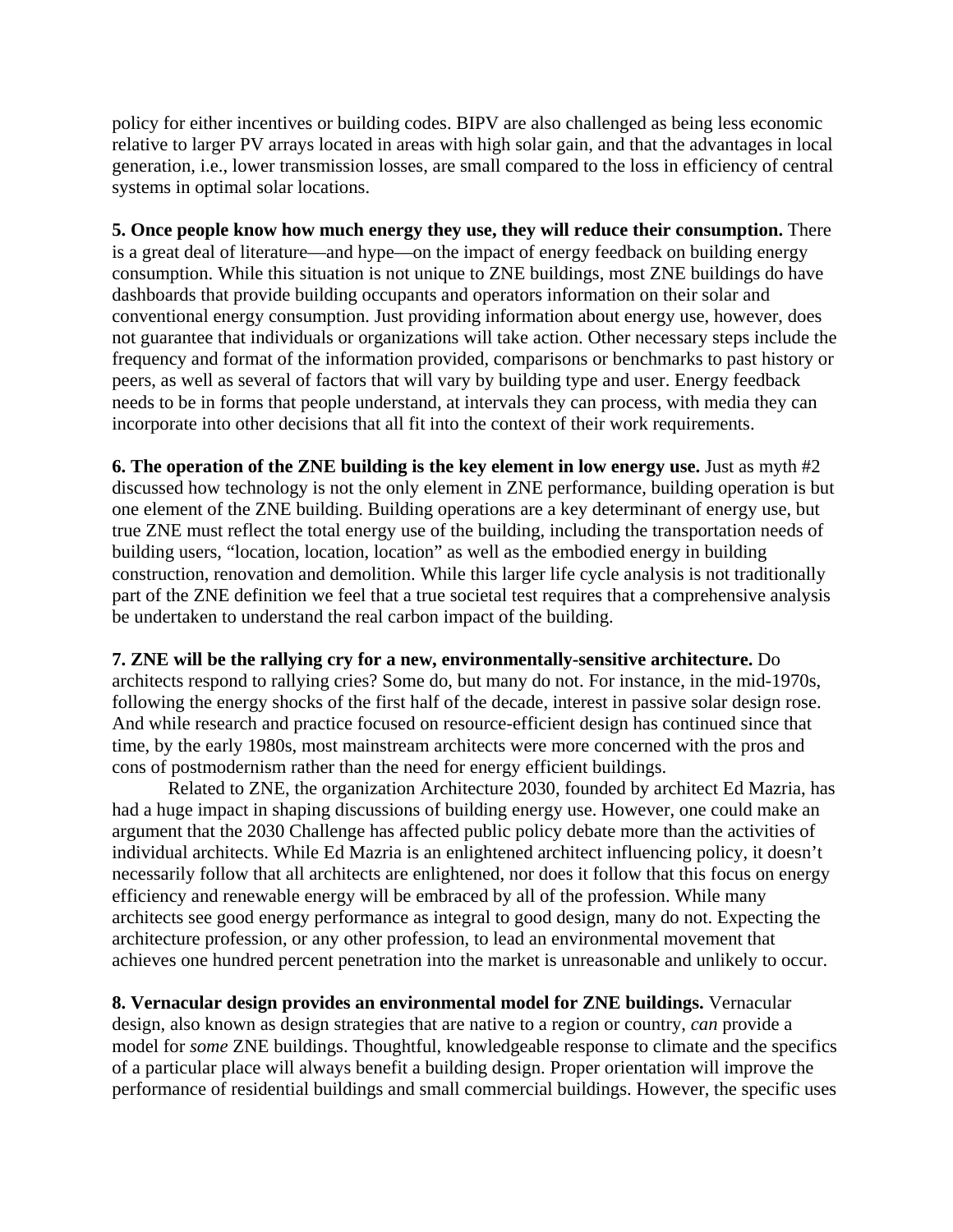policy for either incentives or building codes. BIPV are also challenged as being less economic relative to larger PV arrays located in areas with high solar gain, and that the advantages in local generation, i.e., lower transmission losses, are small compared to the loss in efficiency of central systems in optimal solar locations.

**5. Once people know how much energy they use, they will reduce their consumption.** There is a great deal of literature—and hype—on the impact of energy feedback on building energy consumption. While this situation is not unique to ZNE buildings, most ZNE buildings do have dashboards that provide building occupants and operators information on their solar and conventional energy consumption. Just providing information about energy use, however, does not guarantee that individuals or organizations will take action. Other necessary steps include the frequency and format of the information provided, comparisons or benchmarks to past history or peers, as well as several of factors that will vary by building type and user. Energy feedback needs to be in forms that people understand, at intervals they can process, with media they can incorporate into other decisions that all fit into the context of their work requirements.

**6. The operation of the ZNE building is the key element in low energy use.** Just as myth #2 discussed how technology is not the only element in ZNE performance, building operation is but one element of the ZNE building. Building operations are a key determinant of energy use, but true ZNE must reflect the total energy use of the building, including the transportation needs of building users, "location, location, location" as well as the embodied energy in building construction, renovation and demolition. While this larger life cycle analysis is not traditionally part of the ZNE definition we feel that a true societal test requires that a comprehensive analysis be undertaken to understand the real carbon impact of the building.

**7. ZNE will be the rallying cry for a new, environmentally-sensitive architecture.** Do architects respond to rallying cries? Some do, but many do not. For instance, in the mid-1970s, following the energy shocks of the first half of the decade, interest in passive solar design rose. And while research and practice focused on resource-efficient design has continued since that time, by the early 1980s, most mainstream architects were more concerned with the pros and cons of postmodernism rather than the need for energy efficient buildings.

Related to ZNE, the organization Architecture 2030, founded by architect Ed Mazria, has had a huge impact in shaping discussions of building energy use. However, one could make an argument that the 2030 Challenge has affected public policy debate more than the activities of individual architects. While Ed Mazria is an enlightened architect influencing policy, it doesn't necessarily follow that all architects are enlightened, nor does it follow that this focus on energy efficiency and renewable energy will be embraced by all of the profession. While many architects see good energy performance as integral to good design, many do not. Expecting the architecture profession, or any other profession, to lead an environmental movement that achieves one hundred percent penetration into the market is unreasonable and unlikely to occur.

**8. Vernacular design provides an environmental model for ZNE buildings.** Vernacular design, also known as design strategies that are native to a region or country, *can* provide a model for *some* ZNE buildings. Thoughtful, knowledgeable response to climate and the specifics of a particular place will always benefit a building design. Proper orientation will improve the performance of residential buildings and small commercial buildings. However, the specific uses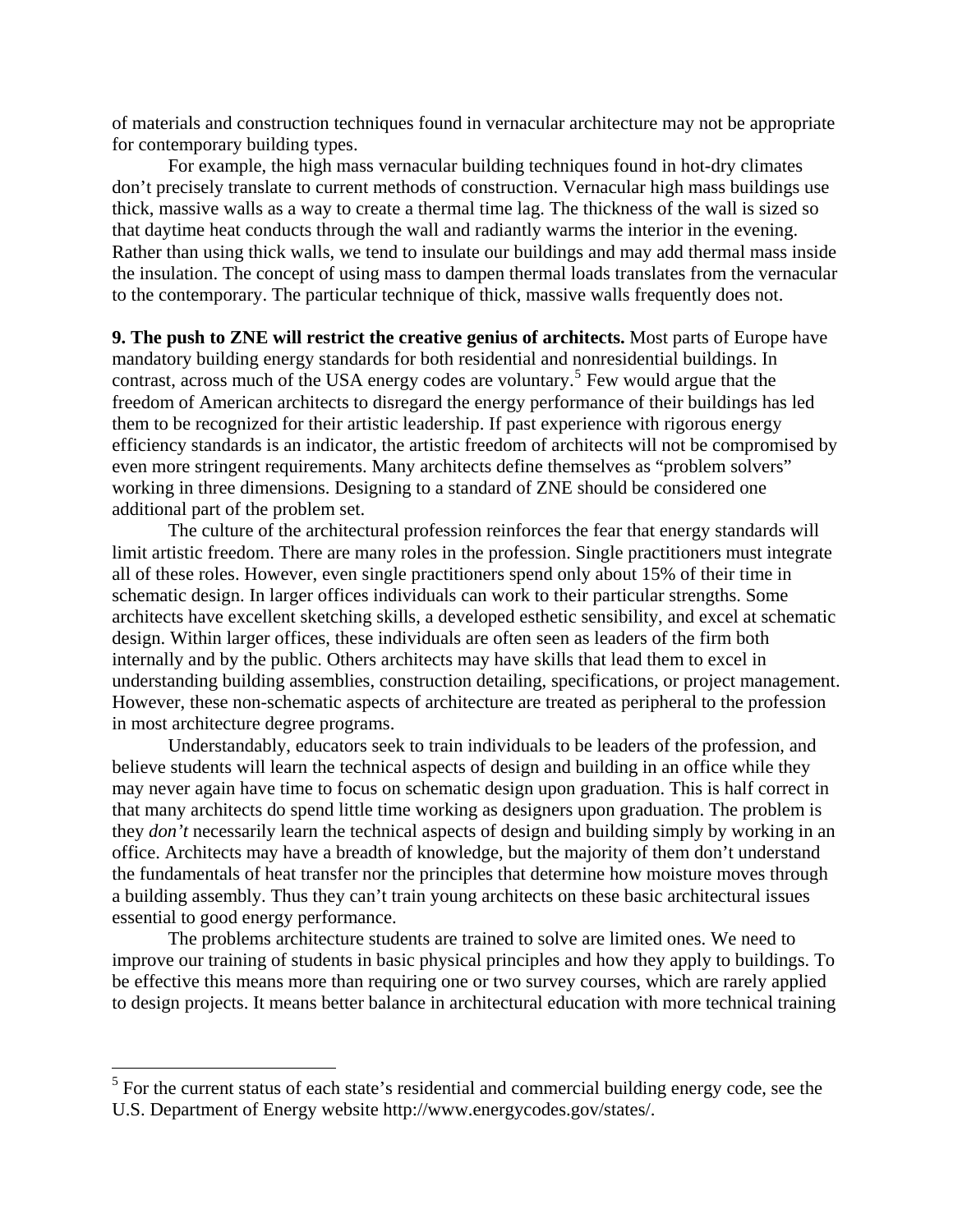of materials and construction techniques found in vernacular architecture may not be appropriate for contemporary building types.

For example, the high mass vernacular building techniques found in hot-dry climates don't precisely translate to current methods of construction. Vernacular high mass buildings use thick, massive walls as a way to create a thermal time lag. The thickness of the wall is sized so that daytime heat conducts through the wall and radiantly warms the interior in the evening. Rather than using thick walls, we tend to insulate our buildings and may add thermal mass inside the insulation. The concept of using mass to dampen thermal loads translates from the vernacular to the contemporary. The particular technique of thick, massive walls frequently does not.

**9. The push to ZNE will restrict the creative genius of architects.** Most parts of Europe have mandatory building energy standards for both residential and nonresidential buildings. In contrast, across much of the USA energy codes are voluntary.[5] Few would argue that the freedom of American architects to disregard the energy performance of their buildings has led them to be recognized for their artistic leadership. If past experience with rigorous energy efficiency standards is an indicator, the artistic freedom of architects will not be compromised by even more stringent requirements. Many architects define themselves as "problem solvers" working in three dimensions. Designing to a standard of ZNE should be considered one additional part of the problem set.

The culture of the architectural profession reinforces the fear that energy standards will limit artistic freedom. There are many roles in the profession. Single practitioners must integrate all of these roles. However, even single practitioners spend only about 15% of their time in schematic design. In larger offices individuals can work to their particular strengths. Some architects have excellent sketching skills, a developed esthetic sensibility, and excel at schematic design. Within larger offices, these individuals are often seen as leaders of the firm both internally and by the public. Others architects may have skills that lead them to excel in understanding building assemblies, construction detailing, specifications, or project management. However, these non-schematic aspects of architecture are treated as peripheral to the profession in most architecture degree programs.

Understandably, educators seek to train individuals to be leaders of the profession, and believe students will learn the technical aspects of design and building in an office while they may never again have time to focus on schematic design upon graduation. This is half correct in that many architects do spend little time working as designers upon graduation. The problem is they *don't* necessarily learn the technical aspects of design and building simply by working in an office. Architects may have a breadth of knowledge, but the majority of them don't understand the fundamentals of heat transfer nor the principles that determine how moisture moves through a building assembly. Thus they can't train young architects on these basic architectural issues essential to good energy performance.

The problems architecture students are trained to solve are limited ones. We need to improve our training of students in basic physical principles and how they apply to buildings. To be effective this means more than requiring one or two survey courses, which are rarely applied to design projects. It means better balance in architectural education with more technical training

[5] For the current status of each state's residential and commercial building energy code, see the U.S. Department of Energy website http://www.energycodes.gov/states/.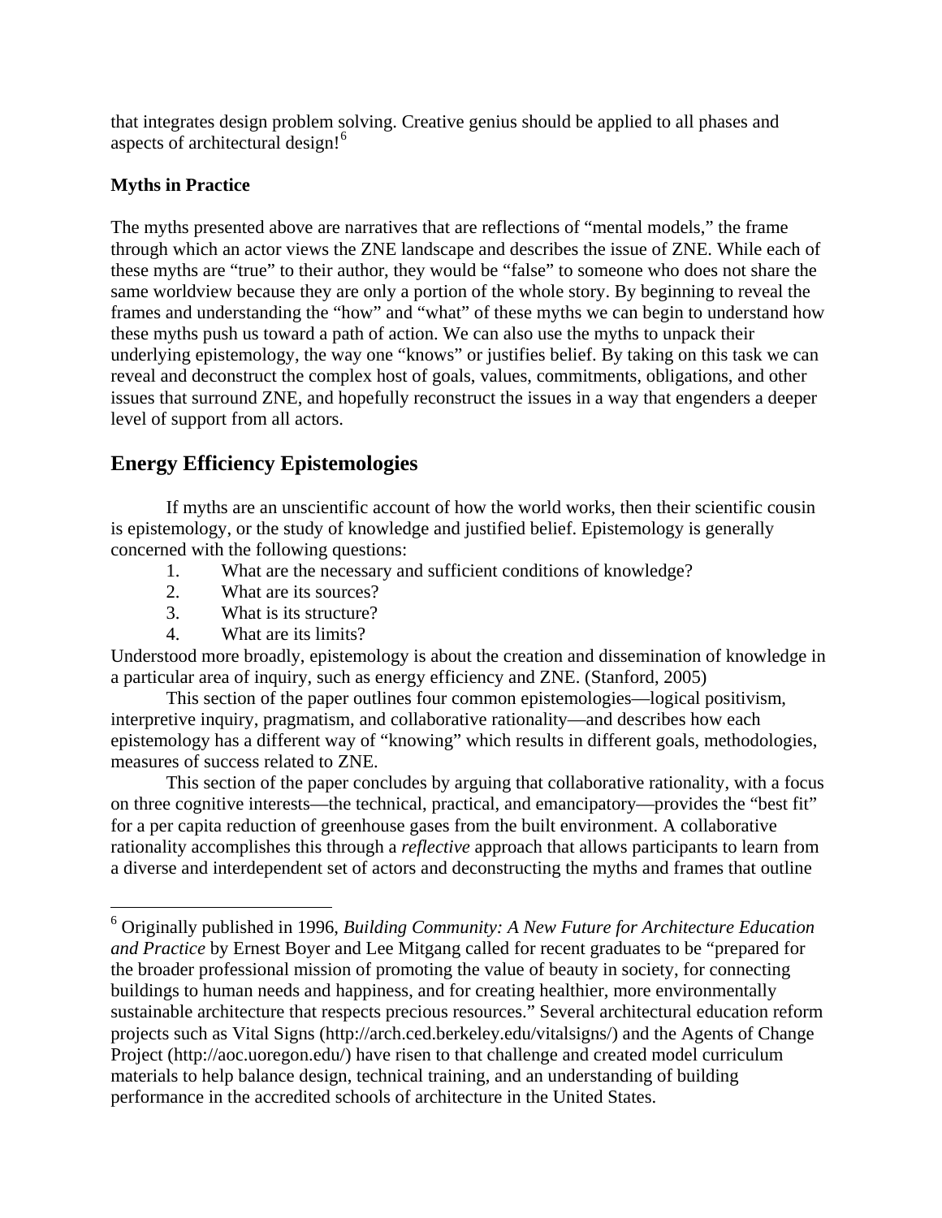that integrates design problem solving. Creative genius should be applied to all phases and aspects of architectural design![6]

**Myths in Practice**

The myths presented above are narratives that are reflections of "mental models," the frame through which an actor views the ZNE landscape and describes the issue of ZNE. While each of these myths are "true" to their author, they would be "false" to someone who does not share the same worldview because they are only a portion of the whole story. By beginning to reveal the frames and understanding the "how" and "what" of these myths we can begin to understand how these myths push us toward a path of action. We can also use the myths to unpack their underlying epistemology, the way one "knows" or justifies belief. By taking on this task we can reveal and deconstruct the complex host of goals, values, commitments, obligations, and other issues that surround ZNE, and hopefully reconstruct the issues in a way that engenders a deeper level of support from all actors.

## Energy Efficiency Epistemologies

If myths are an unscientific account of how the world works, then their scientific cousin is epistemology, or the study of knowledge and justified belief. Epistemology is generally concerned with the following questions:

1. What are the necessary and sufficient conditions of knowledge?
2. What are its sources?
3. What is its structure?
4. What are its limits?

Understood more broadly, epistemology is about the creation and dissemination of knowledge in a particular area of inquiry, such as energy efficiency and ZNE. (Stanford, 2005)

This section of the paper outlines four common epistemologies—logical positivism, interpretive inquiry, pragmatism, and collaborative rationality—and describes how each epistemology has a different way of "knowing" which results in different goals, methodologies, measures of success related to ZNE.

This section of the paper concludes by arguing that collaborative rationality, with a focus on three cognitive interests—the technical, practical, and emancipatory—provides the "best fit" for a per capita reduction of greenhouse gases from the built environment. A collaborative rationality accomplishes this through a *reflective* approach that allows participants to learn from a diverse and interdependent set of actors and deconstructing the myths and frames that outline

[6] Originally published in 1996, *Building Community: A New Future for Architecture Education and Practice* by Ernest Boyer and Lee Mitgang called for recent graduates to be "prepared for the broader professional mission of promoting the value of beauty in society, for connecting buildings to human needs and happiness, and for creating healthier, more environmentally sustainable architecture that respects precious resources." Several architectural education reform projects such as Vital Signs (http://arch.ced.berkeley.edu/vitalsigns/) and the Agents of Change Project (http://aoc.uoregon.edu/) have risen to that challenge and created model curriculum materials to help balance design, technical training, and an understanding of building performance in the accredited schools of architecture in the United States.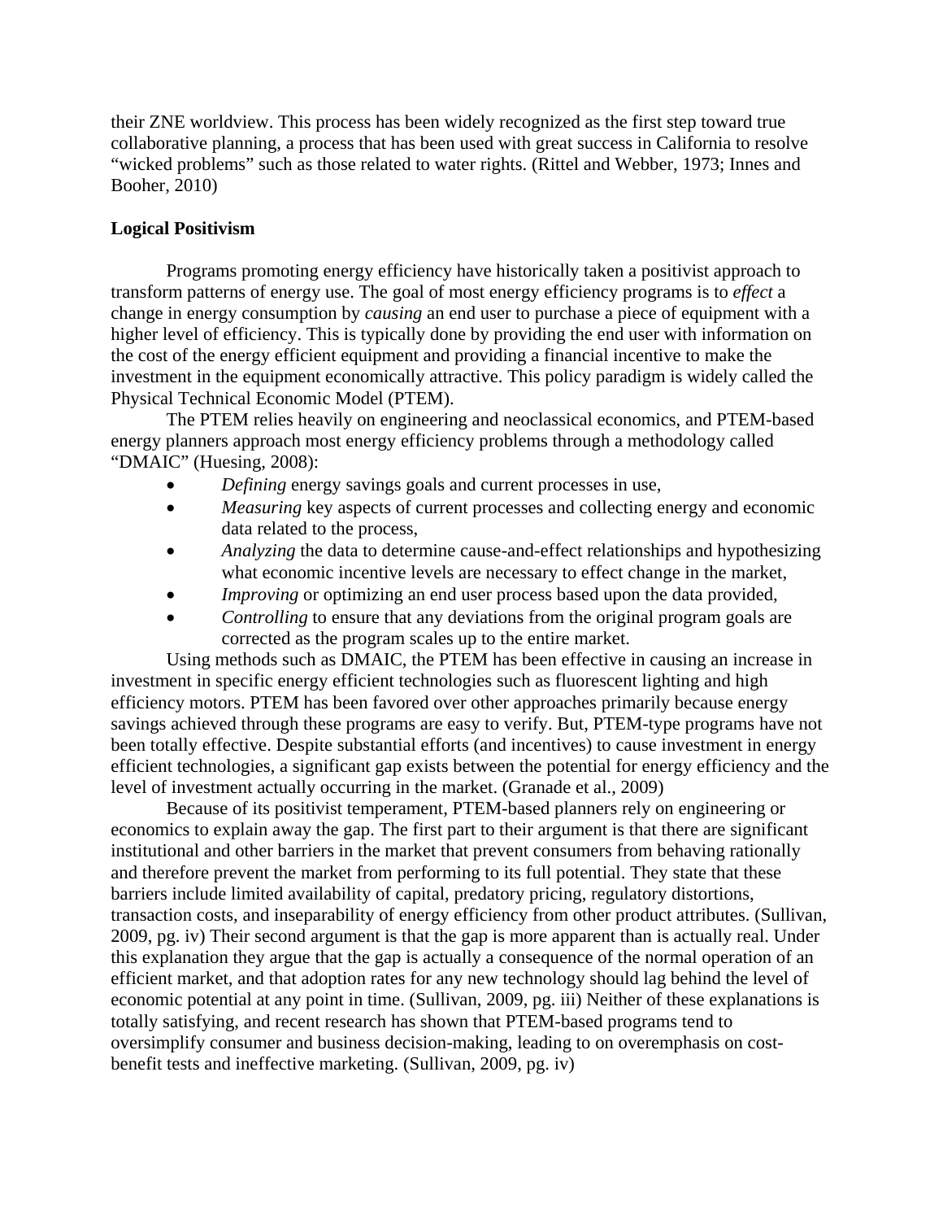their ZNE worldview. This process has been widely recognized as the first step toward true collaborative planning, a process that has been used with great success in California to resolve "wicked problems" such as those related to water rights. (Rittel and Webber, 1973; Innes and Booher, 2010)

**Logical Positivism**

Programs promoting energy efficiency have historically taken a positivist approach to transform patterns of energy use. The goal of most energy efficiency programs is to *effect* a change in energy consumption by *causing* an end user to purchase a piece of equipment with a higher level of efficiency. This is typically done by providing the end user with information on the cost of the energy efficient equipment and providing a financial incentive to make the investment in the equipment economically attractive. This policy paradigm is widely called the Physical Technical Economic Model (PTEM).

The PTEM relies heavily on engineering and neoclassical economics, and PTEM-based energy planners approach most energy efficiency problems through a methodology called "DMAIC" (Huesing, 2008):

- *Defining* energy savings goals and current processes in use,
- *Measuring* key aspects of current processes and collecting energy and economic data related to the process,
- *Analyzing* the data to determine cause-and-effect relationships and hypothesizing what economic incentive levels are necessary to effect change in the market,
- *Improving* or optimizing an end user process based upon the data provided,
- *Controlling* to ensure that any deviations from the original program goals are corrected as the program scales up to the entire market.

Using methods such as DMAIC, the PTEM has been effective in causing an increase in investment in specific energy efficient technologies such as fluorescent lighting and high efficiency motors. PTEM has been favored over other approaches primarily because energy savings achieved through these programs are easy to verify. But, PTEM-type programs have not been totally effective. Despite substantial efforts (and incentives) to cause investment in energy efficient technologies, a significant gap exists between the potential for energy efficiency and the level of investment actually occurring in the market. (Granade et al., 2009)

Because of its positivist temperament, PTEM-based planners rely on engineering or economics to explain away the gap. The first part to their argument is that there are significant institutional and other barriers in the market that prevent consumers from behaving rationally and therefore prevent the market from performing to its full potential. They state that these barriers include limited availability of capital, predatory pricing, regulatory distortions, transaction costs, and inseparability of energy efficiency from other product attributes. (Sullivan, 2009, pg. iv) Their second argument is that the gap is more apparent than is actually real. Under this explanation they argue that the gap is actually a consequence of the normal operation of an efficient market, and that adoption rates for any new technology should lag behind the level of economic potential at any point in time. (Sullivan, 2009, pg. iii) Neither of these explanations is totally satisfying, and recent research has shown that PTEM-based programs tend to oversimplify consumer and business decision-making, leading to on overemphasis on cost-benefit tests and ineffective marketing. (Sullivan, 2009, pg. iv)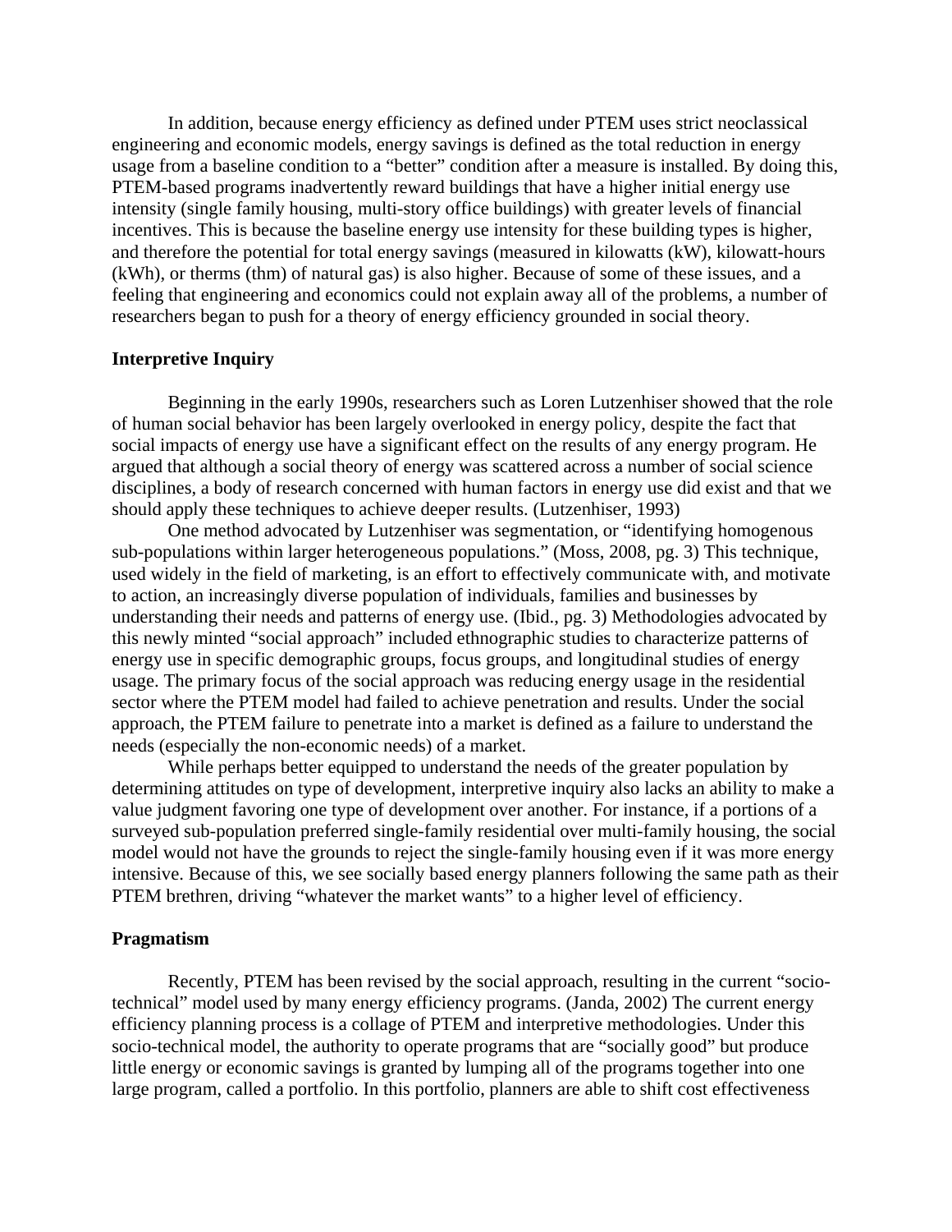In addition, because energy efficiency as defined under PTEM uses strict neoclassical engineering and economic models, energy savings is defined as the total reduction in energy usage from a baseline condition to a "better" condition after a measure is installed. By doing this, PTEM-based programs inadvertently reward buildings that have a higher initial energy use intensity (single family housing, multi-story office buildings) with greater levels of financial incentives. This is because the baseline energy use intensity for these building types is higher, and therefore the potential for total energy savings (measured in kilowatts (kW), kilowatt-hours (kWh), or therms (thm) of natural gas) is also higher. Because of some of these issues, and a feeling that engineering and economics could not explain away all of the problems, a number of researchers began to push for a theory of energy efficiency grounded in social theory.

**Interpretive Inquiry**

Beginning in the early 1990s, researchers such as Loren Lutzenhiser showed that the role of human social behavior has been largely overlooked in energy policy, despite the fact that social impacts of energy use have a significant effect on the results of any energy program. He argued that although a social theory of energy was scattered across a number of social science disciplines, a body of research concerned with human factors in energy use did exist and that we should apply these techniques to achieve deeper results. (Lutzenhiser, 1993)

One method advocated by Lutzenhiser was segmentation, or "identifying homogenous sub-populations within larger heterogeneous populations." (Moss, 2008, pg. 3) This technique, used widely in the field of marketing, is an effort to effectively communicate with, and motivate to action, an increasingly diverse population of individuals, families and businesses by understanding their needs and patterns of energy use. (Ibid., pg. 3) Methodologies advocated by this newly minted "social approach" included ethnographic studies to characterize patterns of energy use in specific demographic groups, focus groups, and longitudinal studies of energy usage. The primary focus of the social approach was reducing energy usage in the residential sector where the PTEM model had failed to achieve penetration and results. Under the social approach, the PTEM failure to penetrate into a market is defined as a failure to understand the needs (especially the non-economic needs) of a market.

While perhaps better equipped to understand the needs of the greater population by determining attitudes on type of development, interpretive inquiry also lacks an ability to make a value judgment favoring one type of development over another. For instance, if a portions of a surveyed sub-population preferred single-family residential over multi-family housing, the social model would not have the grounds to reject the single-family housing even if it was more energy intensive. Because of this, we see socially based energy planners following the same path as their PTEM brethren, driving "whatever the market wants" to a higher level of efficiency.

**Pragmatism**

Recently, PTEM has been revised by the social approach, resulting in the current "socio-technical" model used by many energy efficiency programs. (Janda, 2002) The current energy efficiency planning process is a collage of PTEM and interpretive methodologies. Under this socio-technical model, the authority to operate programs that are "socially good" but produce little energy or economic savings is granted by lumping all of the programs together into one large program, called a portfolio. In this portfolio, planners are able to shift cost effectiveness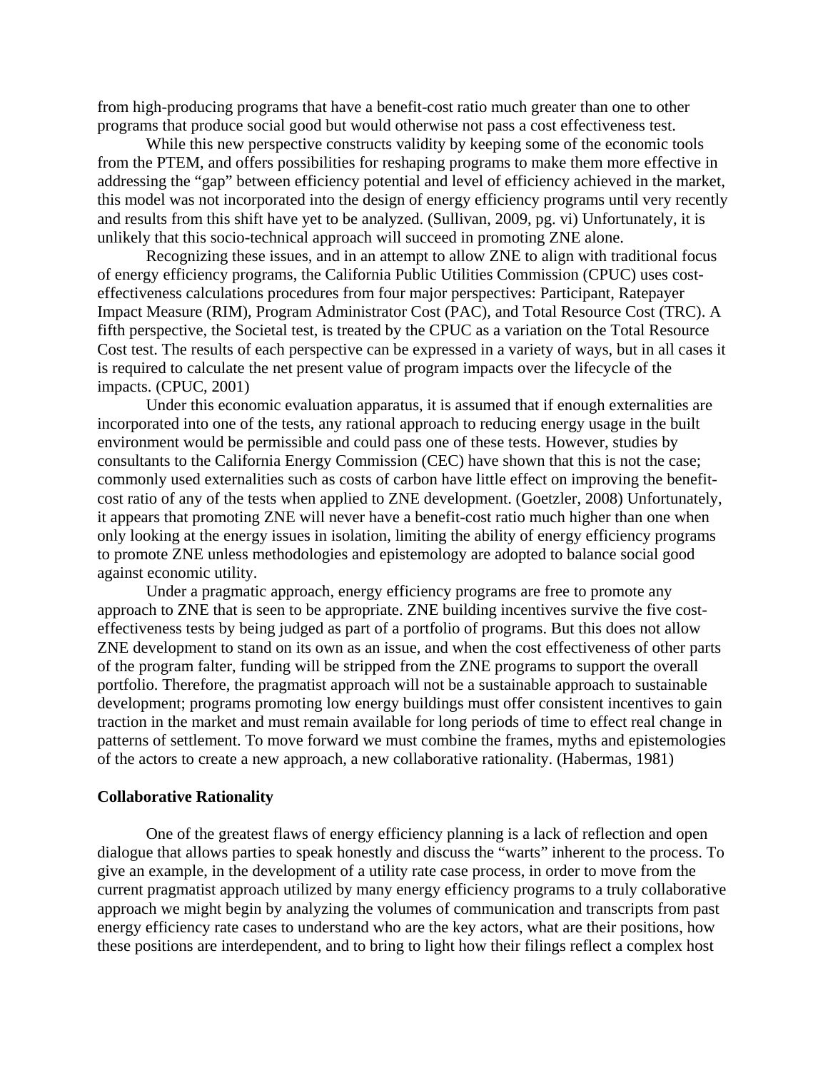from high-producing programs that have a benefit-cost ratio much greater than one to other programs that produce social good but would otherwise not pass a cost effectiveness test.

While this new perspective constructs validity by keeping some of the economic tools from the PTEM, and offers possibilities for reshaping programs to make them more effective in addressing the "gap" between efficiency potential and level of efficiency achieved in the market, this model was not incorporated into the design of energy efficiency programs until very recently and results from this shift have yet to be analyzed. (Sullivan, 2009, pg. vi) Unfortunately, it is unlikely that this socio-technical approach will succeed in promoting ZNE alone.

Recognizing these issues, and in an attempt to allow ZNE to align with traditional focus of energy efficiency programs, the California Public Utilities Commission (CPUC) uses cost-effectiveness calculations procedures from four major perspectives: Participant, Ratepayer Impact Measure (RIM), Program Administrator Cost (PAC), and Total Resource Cost (TRC). A fifth perspective, the Societal test, is treated by the CPUC as a variation on the Total Resource Cost test. The results of each perspective can be expressed in a variety of ways, but in all cases it is required to calculate the net present value of program impacts over the lifecycle of the impacts. (CPUC, 2001)

Under this economic evaluation apparatus, it is assumed that if enough externalities are incorporated into one of the tests, any rational approach to reducing energy usage in the built environment would be permissible and could pass one of these tests. However, studies by consultants to the California Energy Commission (CEC) have shown that this is not the case; commonly used externalities such as costs of carbon have little effect on improving the benefit-cost ratio of any of the tests when applied to ZNE development. (Goetzler, 2008) Unfortunately, it appears that promoting ZNE will never have a benefit-cost ratio much higher than one when only looking at the energy issues in isolation, limiting the ability of energy efficiency programs to promote ZNE unless methodologies and epistemology are adopted to balance social good against economic utility.

Under a pragmatic approach, energy efficiency programs are free to promote any approach to ZNE that is seen to be appropriate. ZNE building incentives survive the five cost-effectiveness tests by being judged as part of a portfolio of programs. But this does not allow ZNE development to stand on its own as an issue, and when the cost effectiveness of other parts of the program falter, funding will be stripped from the ZNE programs to support the overall portfolio. Therefore, the pragmatist approach will not be a sustainable approach to sustainable development; programs promoting low energy buildings must offer consistent incentives to gain traction in the market and must remain available for long periods of time to effect real change in patterns of settlement. To move forward we must combine the frames, myths and epistemologies of the actors to create a new approach, a new collaborative rationality. (Habermas, 1981)

**Collaborative Rationality**

One of the greatest flaws of energy efficiency planning is a lack of reflection and open dialogue that allows parties to speak honestly and discuss the "warts" inherent to the process. To give an example, in the development of a utility rate case process, in order to move from the current pragmatist approach utilized by many energy efficiency programs to a truly collaborative approach we might begin by analyzing the volumes of communication and transcripts from past energy efficiency rate cases to understand who are the key actors, what are their positions, how these positions are interdependent, and to bring to light how their filings reflect a complex host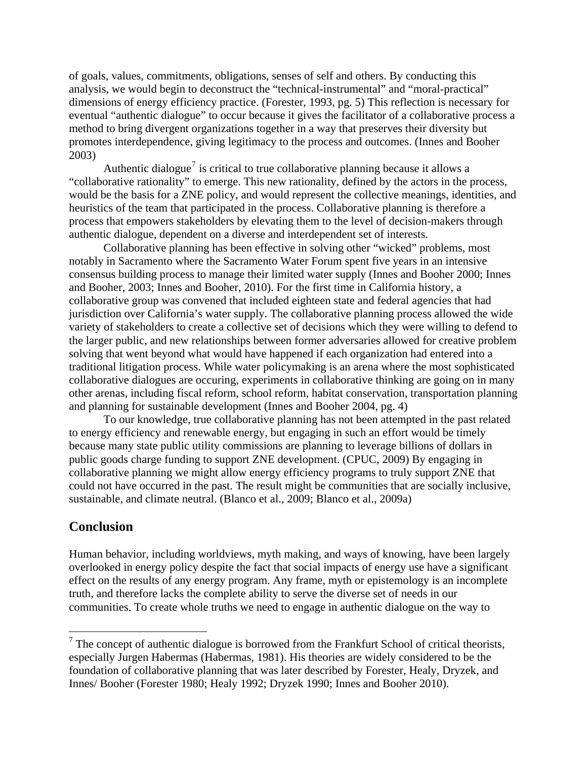of goals, values, commitments, obligations, senses of self and others. By conducting this analysis, we would begin to deconstruct the "technical-instrumental" and "moral-practical" dimensions of energy efficiency practice. (Forester, 1993, pg. 5) This reflection is necessary for eventual "authentic dialogue" to occur because it gives the facilitator of a collaborative process a method to bring divergent organizations together in a way that preserves their diversity but promotes interdependence, giving legitimacy to the process and outcomes. (Innes and Booher 2003)

Authentic dialogue[7] is critical to true collaborative planning because it allows a "collaborative rationality" to emerge. This new rationality, defined by the actors in the process, would be the basis for a ZNE policy, and would represent the collective meanings, identities, and heuristics of the team that participated in the process. Collaborative planning is therefore a process that empowers stakeholders by elevating them to the level of decision-makers through authentic dialogue, dependent on a diverse and interdependent set of interests.

Collaborative planning has been effective in solving other "wicked" problems, most notably in Sacramento where the Sacramento Water Forum spent five years in an intensive consensus building process to manage their limited water supply (Innes and Booher 2000; Innes and Booher, 2003; Innes and Booher, 2010). For the first time in California history, a collaborative group was convened that included eighteen state and federal agencies that had jurisdiction over California's water supply. The collaborative planning process allowed the wide variety of stakeholders to create a collective set of decisions which they were willing to defend to the larger public, and new relationships between former adversaries allowed for creative problem solving that went beyond what would have happened if each organization had entered into a traditional litigation process. While water policymaking is an arena where the most sophisticated collaborative dialogues are occuring, experiments in collaborative thinking are going on in many other arenas, including fiscal reform, school reform, habitat conservation, transportation planning and planning for sustainable development (Innes and Booher 2004, pg. 4)

To our knowledge, true collaborative planning has not been attempted in the past related to energy efficiency and renewable energy, but engaging in such an effort would be timely because many state public utility commissions are planning to leverage billions of dollars in public goods charge funding to support ZNE development. (CPUC, 2009) By engaging in collaborative planning we might allow energy efficiency programs to truly support ZNE that could not have occurred in the past. The result might be communities that are socially inclusive, sustainable, and climate neutral. (Blanco et al., 2009; Blanco et al., 2009a)

## Conclusion

Human behavior, including worldviews, myth making, and ways of knowing, have been largely overlooked in energy policy despite the fact that social impacts of energy use have a significant effect on the results of any energy program. Any frame, myth or epistemology is an incomplete truth, and therefore lacks the complete ability to serve the diverse set of needs in our communities. To create whole truths we need to engage in authentic dialogue on the way to

[7] The concept of authentic dialogue is borrowed from the Frankfurt School of critical theorists, especially Jurgen Habermas (Habermas, 1981). His theories are widely considered to be the foundation of collaborative planning that was later described by Forester, Healy, Dryzek, and Innes/ Booher (Forester 1980; Healy 1992; Dryzek 1990; Innes and Booher 2010).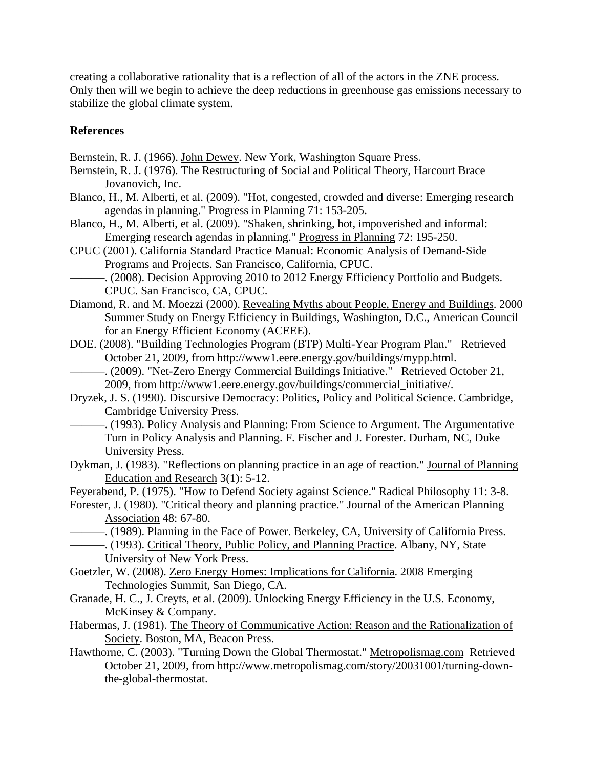creating a collaborative rationality that is a reflection of all of the actors in the ZNE process. Only then will we begin to achieve the deep reductions in greenhouse gas emissions necessary to stabilize the global climate system.

## References

Bernstein, R. J. (1966). John Dewey. New York, Washington Square Press.

Bernstein, R. J. (1976). The Restructuring of Social and Political Theory, Harcourt Brace Jovanovich, Inc.

Blanco, H., M. Alberti, et al. (2009). "Hot, congested, crowded and diverse: Emerging research agendas in planning." Progress in Planning 71: 153-205.

Blanco, H., M. Alberti, et al. (2009). "Shaken, shrinking, hot, impoverished and informal: Emerging research agendas in planning." Progress in Planning 72: 195-250.

CPUC (2001). California Standard Practice Manual: Economic Analysis of Demand-Side Programs and Projects. San Francisco, California, CPUC.

———. (2008). Decision Approving 2010 to 2012 Energy Efficiency Portfolio and Budgets. CPUC. San Francisco, CA, CPUC.

Diamond, R. and M. Moezzi (2000). Revealing Myths about People, Energy and Buildings. 2000 Summer Study on Energy Efficiency in Buildings, Washington, D.C., American Council for an Energy Efficient Economy (ACEEE).

DOE. (2008). "Building Technologies Program (BTP) Multi-Year Program Plan." Retrieved October 21, 2009, from http://www1.eere.energy.gov/buildings/mypp.html.

———. (2009). "Net-Zero Energy Commercial Buildings Initiative." Retrieved October 21, 2009, from http://www1.eere.energy.gov/buildings/commercial_initiative/.

Dryzek, J. S. (1990). Discursive Democracy: Politics, Policy and Political Science. Cambridge, Cambridge University Press.

———. (1993). Policy Analysis and Planning: From Science to Argument. The Argumentative Turn in Policy Analysis and Planning. F. Fischer and J. Forester. Durham, NC, Duke University Press.

Dykman, J. (1983). "Reflections on planning practice in an age of reaction." Journal of Planning Education and Research 3(1): 5-12.

Feyerabend, P. (1975). "How to Defend Society against Science." Radical Philosophy 11: 3-8.

Forester, J. (1980). "Critical theory and planning practice." Journal of the American Planning Association 48: 67-80.

———. (1989). Planning in the Face of Power. Berkeley, CA, University of California Press.

———. (1993). Critical Theory, Public Policy, and Planning Practice. Albany, NY, State University of New York Press.

Goetzler, W. (2008). Zero Energy Homes: Implications for California. 2008 Emerging Technologies Summit, San Diego, CA.

Granade, H. C., J. Creyts, et al. (2009). Unlocking Energy Efficiency in the U.S. Economy, McKinsey & Company.

Habermas, J. (1981). The Theory of Communicative Action: Reason and the Rationalization of Society. Boston, MA, Beacon Press.

Hawthorne, C. (2003). "Turning Down the Global Thermostat." Metropolismag.com Retrieved October 21, 2009, from http://www.metropolismag.com/story/20031001/turning-down-the-global-thermostat.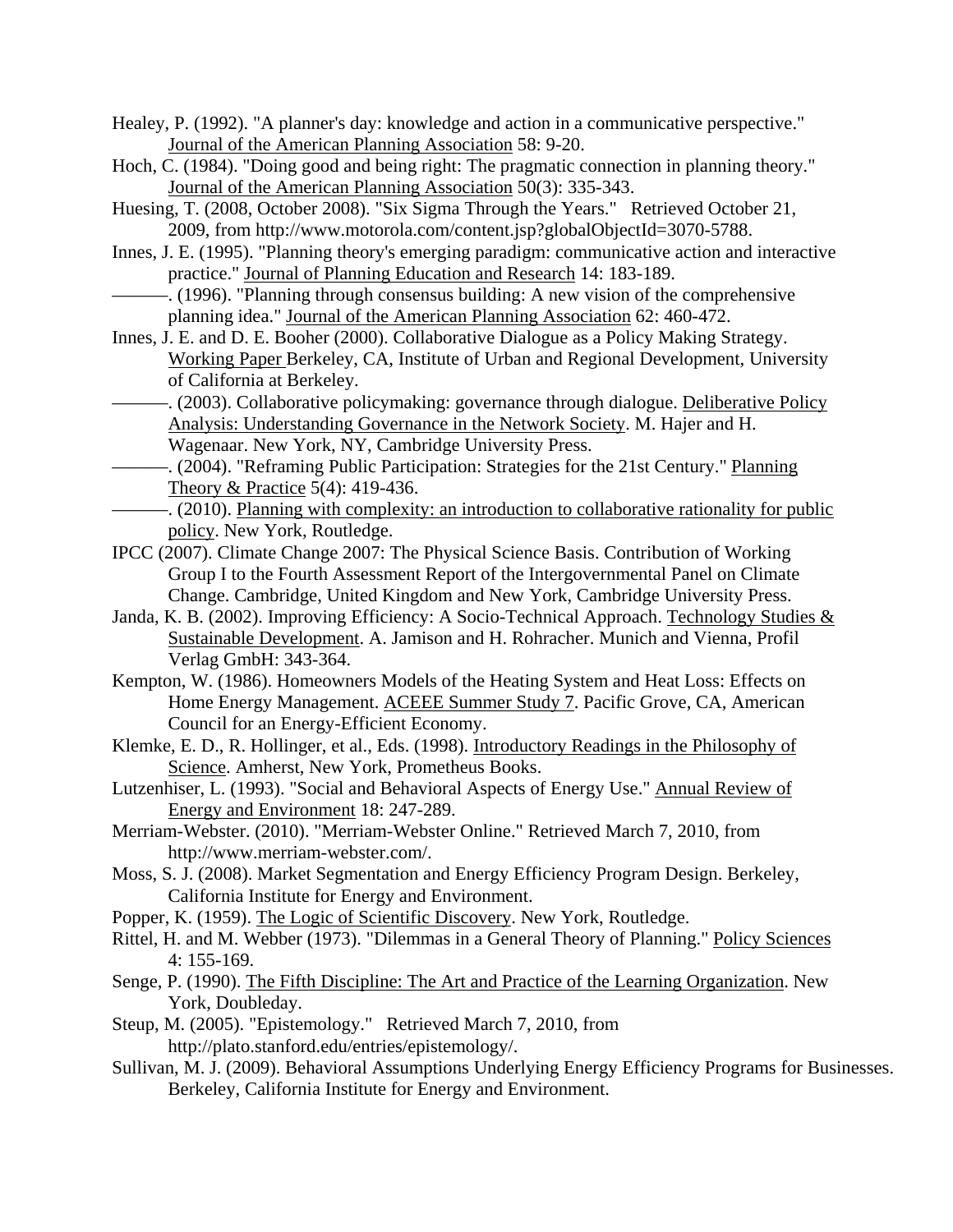Healey, P. (1992). "A planner's day: knowledge and action in a communicative perspective." Journal of the American Planning Association 58: 9-20.

Hoch, C. (1984). "Doing good and being right: The pragmatic connection in planning theory." Journal of the American Planning Association 50(3): 335-343.

Huesing, T. (2008, October 2008). "Six Sigma Through the Years." Retrieved October 21, 2009, from http://www.motorola.com/content.jsp?globalObjectId=3070-5788.

Innes, J. E. (1995). "Planning theory's emerging paradigm: communicative action and interactive practice." Journal of Planning Education and Research 14: 183-189.

———. (1996). "Planning through consensus building: A new vision of the comprehensive planning idea." Journal of the American Planning Association 62: 460-472.

Innes, J. E. and D. E. Booher (2000). Collaborative Dialogue as a Policy Making Strategy. Working Paper Berkeley, CA, Institute of Urban and Regional Development, University of California at Berkeley.

———. (2003). Collaborative policymaking: governance through dialogue. Deliberative Policy Analysis: Understanding Governance in the Network Society. M. Hajer and H. Wagenaar. New York, NY, Cambridge University Press.

———. (2004). "Reframing Public Participation: Strategies for the 21st Century." Planning Theory & Practice 5(4): 419-436.

———. (2010). Planning with complexity: an introduction to collaborative rationality for public policy. New York, Routledge.

IPCC (2007). Climate Change 2007: The Physical Science Basis. Contribution of Working Group I to the Fourth Assessment Report of the Intergovernmental Panel on Climate Change. Cambridge, United Kingdom and New York, Cambridge University Press.

Janda, K. B. (2002). Improving Efficiency: A Socio-Technical Approach. Technology Studies & Sustainable Development. A. Jamison and H. Rohracher. Munich and Vienna, Profil Verlag GmbH: 343-364.

Kempton, W. (1986). Homeowners Models of the Heating System and Heat Loss: Effects on Home Energy Management. ACEEE Summer Study 7. Pacific Grove, CA, American Council for an Energy-Efficient Economy.

Klemke, E. D., R. Hollinger, et al., Eds. (1998). Introductory Readings in the Philosophy of Science. Amherst, New York, Prometheus Books.

Lutzenhiser, L. (1993). "Social and Behavioral Aspects of Energy Use." Annual Review of Energy and Environment 18: 247-289.

Merriam-Webster. (2010). "Merriam-Webster Online." Retrieved March 7, 2010, from http://www.merriam-webster.com/.

Moss, S. J. (2008). Market Segmentation and Energy Efficiency Program Design. Berkeley, California Institute for Energy and Environment.

Popper, K. (1959). The Logic of Scientific Discovery. New York, Routledge.

Rittel, H. and M. Webber (1973). "Dilemmas in a General Theory of Planning." Policy Sciences 4: 155-169.

Senge, P. (1990). The Fifth Discipline: The Art and Practice of the Learning Organization. New York, Doubleday.

Steup, M. (2005). "Epistemology." Retrieved March 7, 2010, from http://plato.stanford.edu/entries/epistemology/.

Sullivan, M. J. (2009). Behavioral Assumptions Underlying Energy Efficiency Programs for Businesses. Berkeley, California Institute for Energy and Environment.